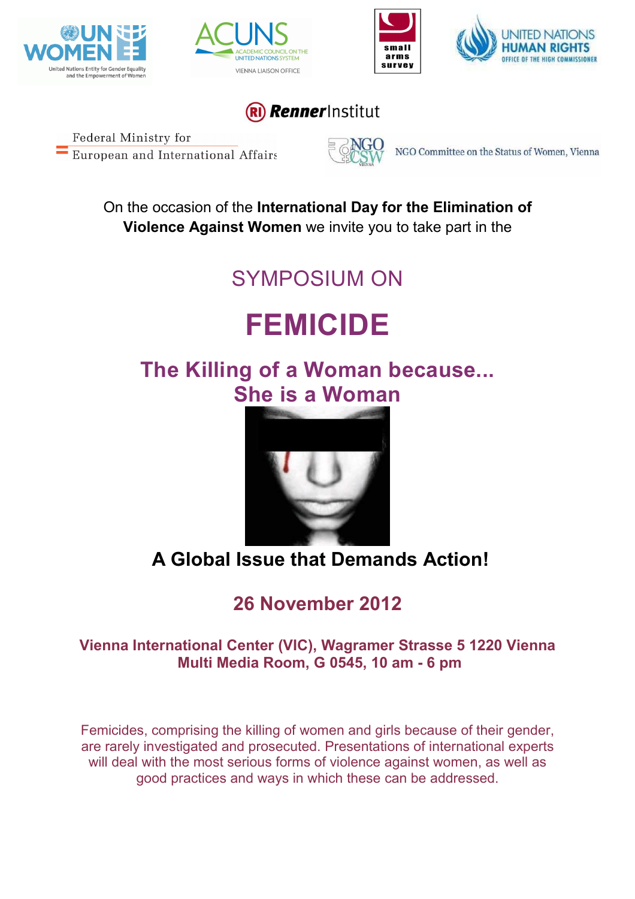On the occasion of the **International Day for the Elimination of Violence Against Women** we invite you to take part in the

## SYMPOSIUM ON

# FEMICIDE

## The Killing of a Woman because... She is a Woman

**A Global Issue that Demands Action!**

**26 November 2012**

**Vienna International Center (VIC), Wagramer Strasse 5 1220 Vienna**
**Multi Media Room, G 0545, 10 am - 6 pm**

Femicides, comprising the killing of women and girls because of their gender, are rarely investigated and prosecuted. Presentations of international experts will deal with the most serious forms of violence against women, as well as good practices and ways in which these can be addressed.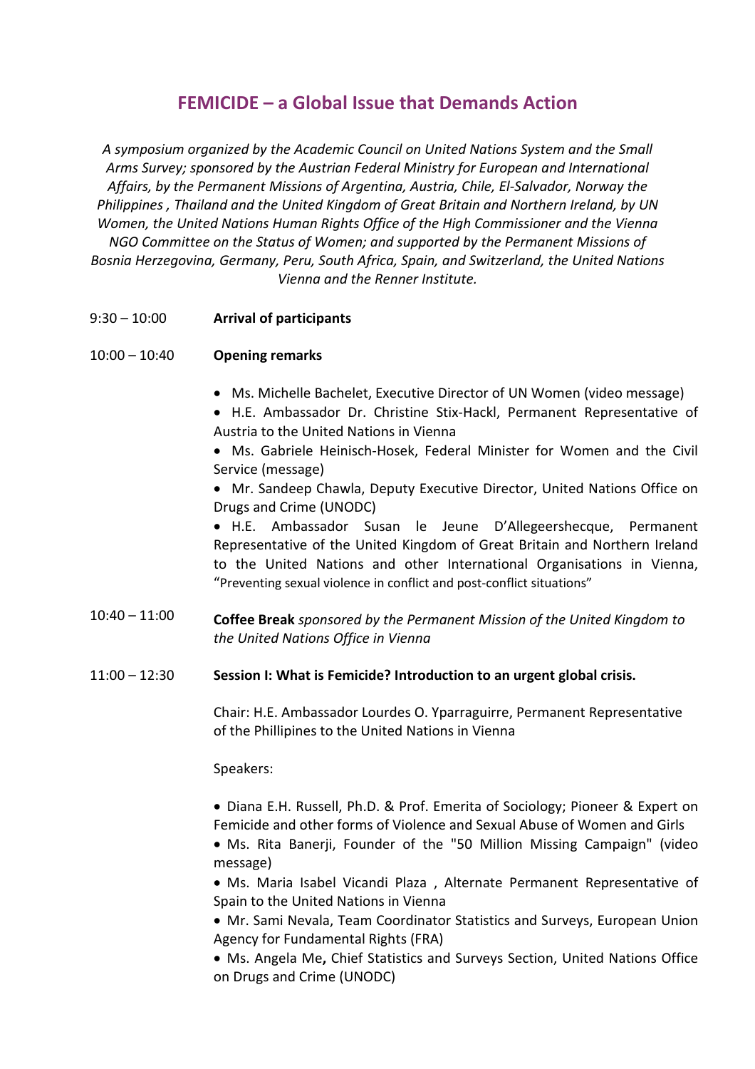# FEMICIDE – a Global Issue that Demands Action

*A symposium organized by the Academic Council on United Nations System and the Small Arms Survey; sponsored by the Austrian Federal Ministry for European and International Affairs, by the Permanent Missions of Argentina, Austria, Chile, El-Salvador, Norway the Philippines , Thailand and the United Kingdom of Great Britain and Northern Ireland, by UN Women, the United Nations Human Rights Office of the High Commissioner and the Vienna NGO Committee on the Status of Women; and supported by the Permanent Missions of Bosnia Herzegovina, Germany, Peru, South Africa, Spain, and Switzerland, the United Nations Vienna and the Renner Institute.*

9:30 – 10:00 **Arrival of participants**

10:00 – 10:40 **Opening remarks**

- Ms. Michelle Bachelet, Executive Director of UN Women (video message)
- H.E. Ambassador Dr. Christine Stix-Hackl, Permanent Representative of Austria to the United Nations in Vienna
- Ms. Gabriele Heinisch-Hosek, Federal Minister for Women and the Civil Service (message)
- Mr. Sandeep Chawla, Deputy Executive Director, United Nations Office on Drugs and Crime (UNODC)
- H.E. Ambassador Susan le Jeune D'Allegeershecque, Permanent Representative of the United Kingdom of Great Britain and Northern Ireland to the United Nations and other International Organisations in Vienna, "Preventing sexual violence in conflict and post-conflict situations"

10:40 – 11:00 **Coffee Break** *sponsored by the Permanent Mission of the United Kingdom to the United Nations Office in Vienna*

11:00 – 12:30 **Session I: What is Femicide? Introduction to an urgent global crisis.**

Chair: H.E. Ambassador Lourdes O. Yparraguirre, Permanent Representative of the Phillipines to the United Nations in Vienna

Speakers:

- Diana E.H. Russell, Ph.D. & Prof. Emerita of Sociology; Pioneer & Expert on Femicide and other forms of Violence and Sexual Abuse of Women and Girls
- Ms. Rita Banerji, Founder of the "50 Million Missing Campaign" (video message)
- Ms. Maria Isabel Vicandi Plaza , Alternate Permanent Representative of Spain to the United Nations in Vienna
- Mr. Sami Nevala, Team Coordinator Statistics and Surveys, European Union Agency for Fundamental Rights (FRA)
- Ms. Angela Me**,** Chief Statistics and Surveys Section, United Nations Office on Drugs and Crime (UNODC)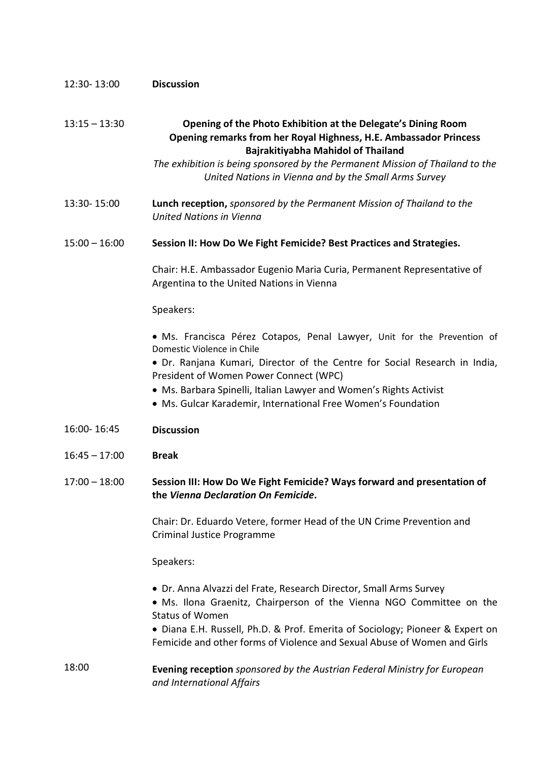12:30- 13:00 **Discussion**

13:15 – 13:30 **Opening of the Photo Exhibition at the Delegate's Dining Room**
**Opening remarks from her Royal Highness, H.E. Ambassador Princess Bajrakitiyabha Mahidol of Thailand**
*The exhibition is being sponsored by the Permanent Mission of Thailand to the United Nations in Vienna and by the Small Arms Survey*

13:30- 15:00 **Lunch reception,** *sponsored by the Permanent Mission of Thailand to the United Nations in Vienna*

15:00 – 16:00 **Session II: How Do We Fight Femicide? Best Practices and Strategies.**

Chair: H.E. Ambassador Eugenio Maria Curia, Permanent Representative of Argentina to the United Nations in Vienna

Speakers:

- Ms. Francisca Pérez Cotapos, Penal Lawyer, Unit for the Prevention of Domestic Violence in Chile
- Dr. Ranjana Kumari, Director of the Centre for Social Research in India, President of Women Power Connect (WPC)
- Ms. Barbara Spinelli, Italian Lawyer and Women's Rights Activist
- Ms. Gulcar Karademir, International Free Women's Foundation

16:00- 16:45 **Discussion**

16:45 – 17:00 **Break**

17:00 – 18:00 **Session III: How Do We Fight Femicide? Ways forward and presentation of the *Vienna Declaration On Femicide*.**

Chair: Dr. Eduardo Vetere, former Head of the UN Crime Prevention and Criminal Justice Programme

Speakers:

- Dr. Anna Alvazzi del Frate, Research Director, Small Arms Survey
- Ms. Ilona Graenitz, Chairperson of the Vienna NGO Committee on the Status of Women
- Diana E.H. Russell, Ph.D. & Prof. Emerita of Sociology; Pioneer & Expert on Femicide and other forms of Violence and Sexual Abuse of Women and Girls

18:00 **Evening reception** *sponsored by the Austrian Federal Ministry for European and International Affairs*